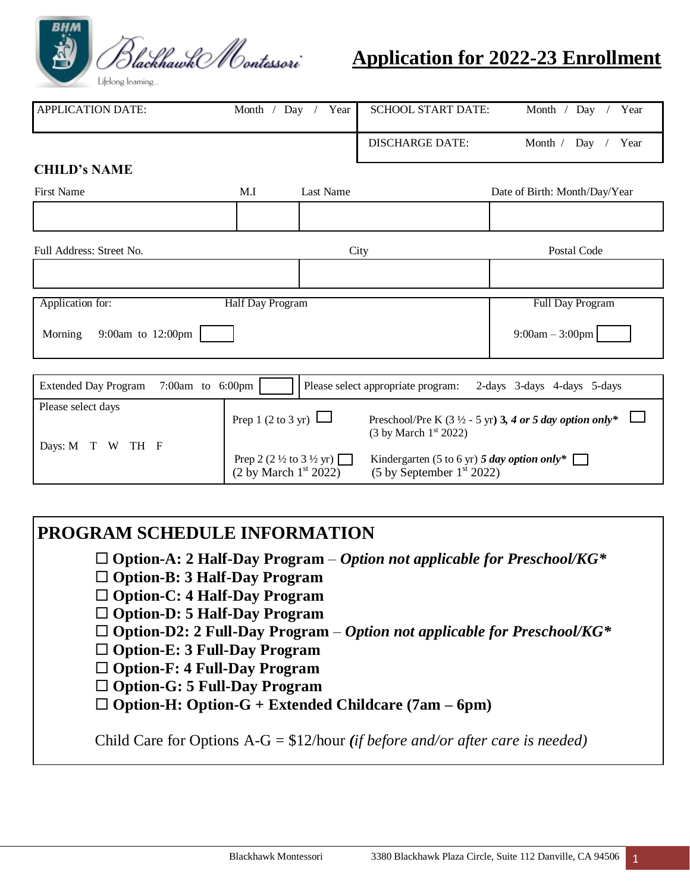Blackhawk Montessori
Lifelong learning...

# Application for 2022-23 Enrollment

| APPLICATION DATE: Month / Day / Year | SCHOOL START DATE: Month / Day / Year |
|---|---|
| | DISCHARGE DATE: Month / Day / Year |

**CHILD's NAME**

| First Name | M.I | Last Name | Date of Birth: Month/Day/Year |
|---|---|---|---|
| | | | |

| Full Address: Street No. | City | Postal Code |
|---|---|---|
| | | |

| Application for: | Half Day Program | Full Day Program |
|---|---|---|
| Morning 9:00am to 12:00pm ☐ | | 9:00am – 3:00pm ☐ |

| Extended Day Program 7:00am to 6:00pm ☐ | Please select appropriate program: 2-days 3-days 4-days 5-days | |
|---|---|---|
| Please select days<br><br>Days: M T W TH F | Prep 1 (2 to 3 yr) ☐ | Preschool/Pre K (3 ½ - 5 yr) **3, *4 or 5 day option only**** ☐<br>(3 by March 1st 2022) |
| | Prep 2 (2 ½ to 3 ½ yr) ☐<br>(2 by March 1st 2022) | Kindergarten (5 to 6 yr) ***5 day option only**** ☐<br>(5 by September 1st 2022) |

## PROGRAM SCHEDULE INFORMATION

- ☐ **Option-A: 2 Half-Day Program** – ***Option not applicable for Preschool/KG****
- ☐ **Option-B: 3 Half-Day Program**
- ☐ **Option-C: 4 Half-Day Program**
- ☐ **Option-D: 5 Half-Day Program**
- ☐ **Option-D2: 2 Full-Day Program** – ***Option not applicable for Preschool/KG****
- ☐ **Option-E: 3 Full-Day Program**
- ☐ **Option-F: 4 Full-Day Program**
- ☐ **Option-G: 5 Full-Day Program**
- ☐ **Option-H: Option-G + Extended Childcare (7am – 6pm)**

Child Care for Options A-G = $12/hour ***(****if before and/or after care is needed)*

Blackhawk Montessori 3380 Blackhawk Plaza Circle, Suite 112 Danville, CA 94506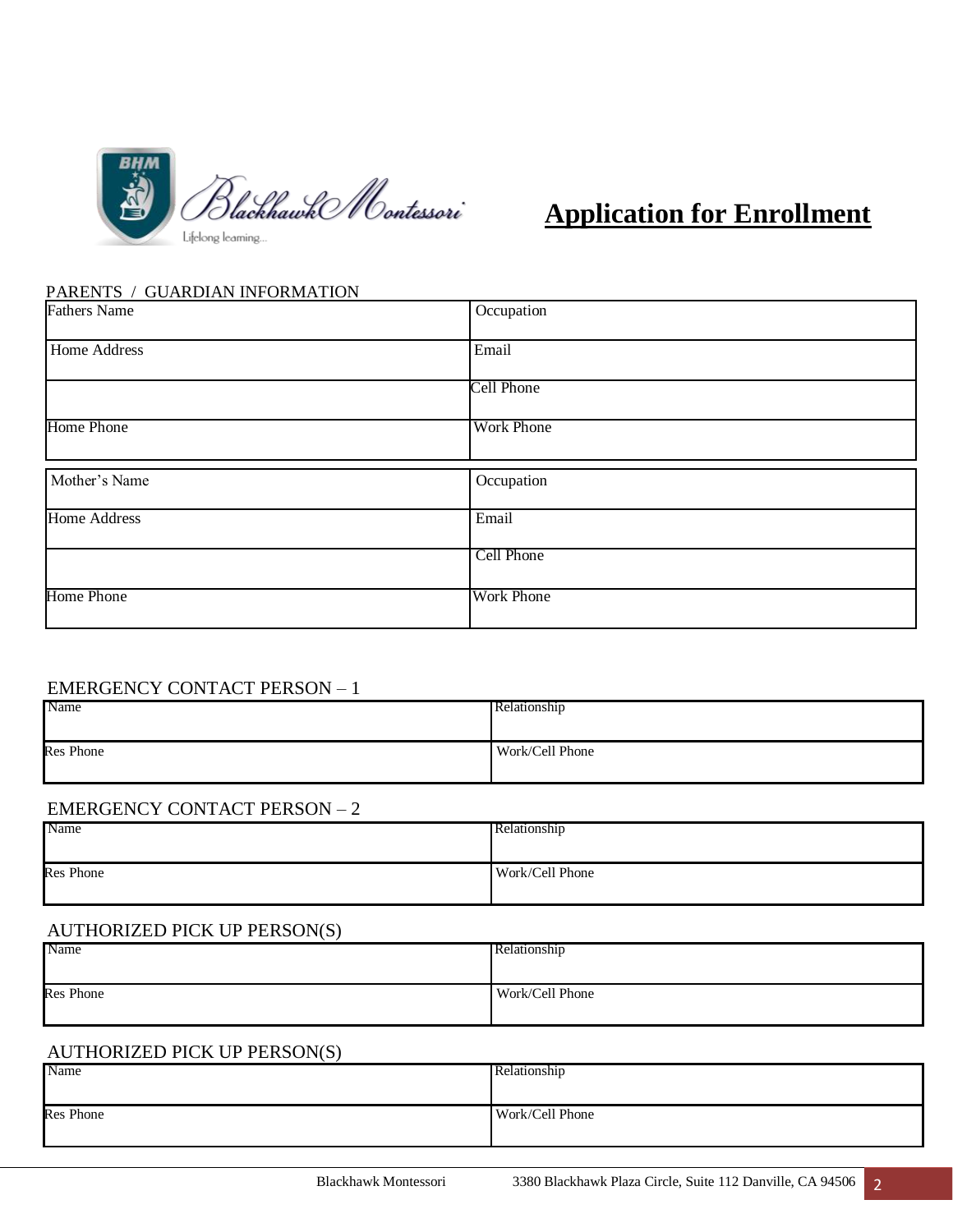Blackhawk Montessori

Lifelong learning...

# Application for Enrollment

PARENTS / GUARDIAN INFORMATION

| Fathers Name | Occupation |
|---|---|
| Home Address | Email |
| | Cell Phone |
| Home Phone | Work Phone |

| Mother's Name | Occupation |
|---|---|
| Home Address | Email |
| | Cell Phone |
| Home Phone | Work Phone |

EMERGENCY CONTACT PERSON – 1

| Name | Relationship |
|---|---|
| Res Phone | Work/Cell Phone |

EMERGENCY CONTACT PERSON – 2

| Name | Relationship |
|---|---|
| Res Phone | Work/Cell Phone |

AUTHORIZED PICK UP PERSON(S)

| Name | Relationship |
|---|---|
| Res Phone | Work/Cell Phone |

AUTHORIZED PICK UP PERSON(S)

| Name | Relationship |
|---|---|
| Res Phone | Work/Cell Phone |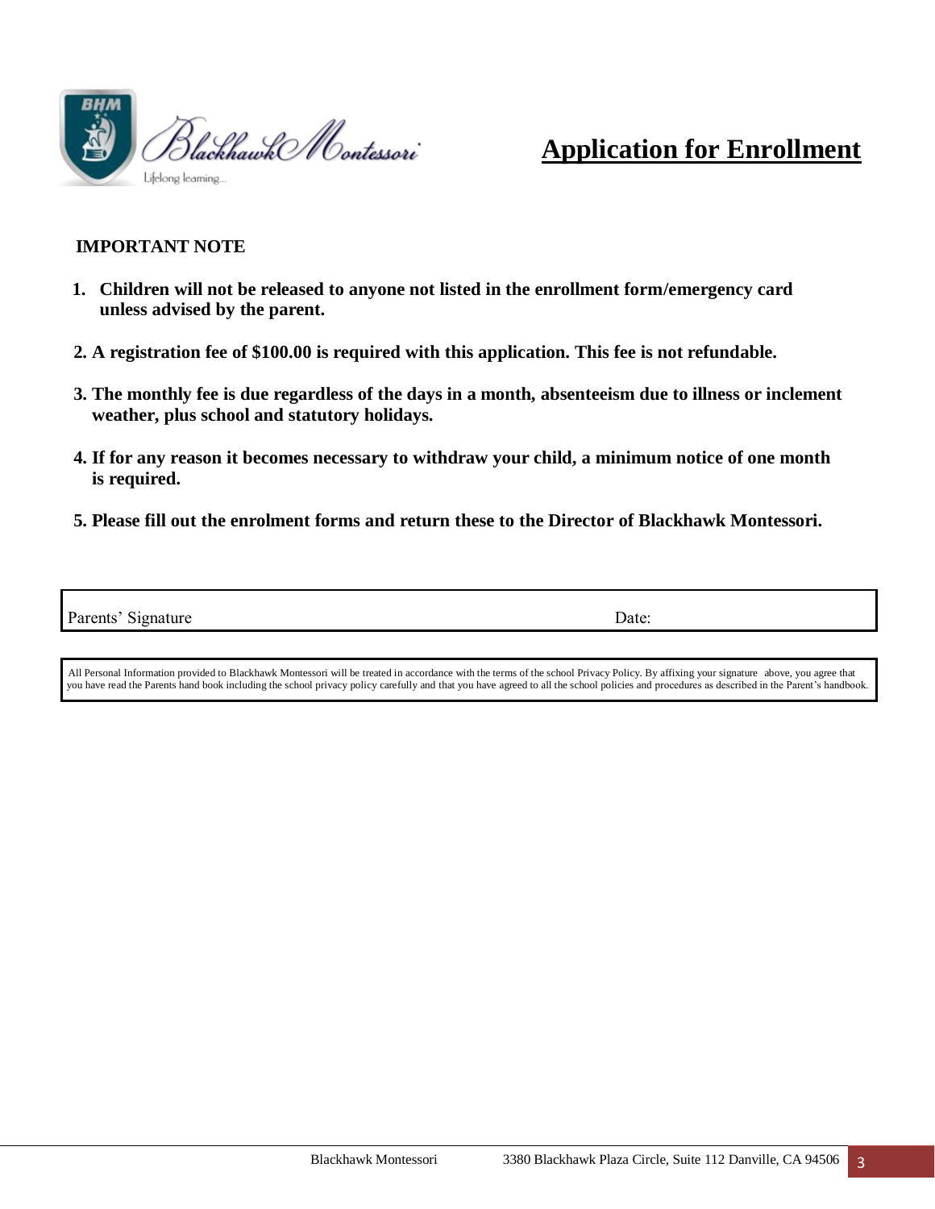Blackhawk Montessori

Lifelong learning...

# Application for Enrollment

**IMPORTANT NOTE**

1. **Children will not be released to anyone not listed in the enrollment form/emergency card unless advised by the parent.**
2. **A registration fee of $100.00 is required with this application. This fee is not refundable.**
3. **The monthly fee is due regardless of the days in a month, absenteeism due to illness or inclement weather, plus school and statutory holidays.**
4. **If for any reason it becomes necessary to withdraw your child, a minimum notice of one month is required.**
5. **Please fill out the enrolment forms and return these to the Director of Blackhawk Montessori.**

| | |
|---|---|
| Parents' Signature | Date: |

All Personal Information provided to Blackhawk Montessori will be treated in accordance with the terms of the school Privacy Policy. By affixing your signature above, you agree that you have read the Parents hand book including the school privacy policy carefully and that you have agreed to all the school policies and procedures as described in the Parent's handbook.